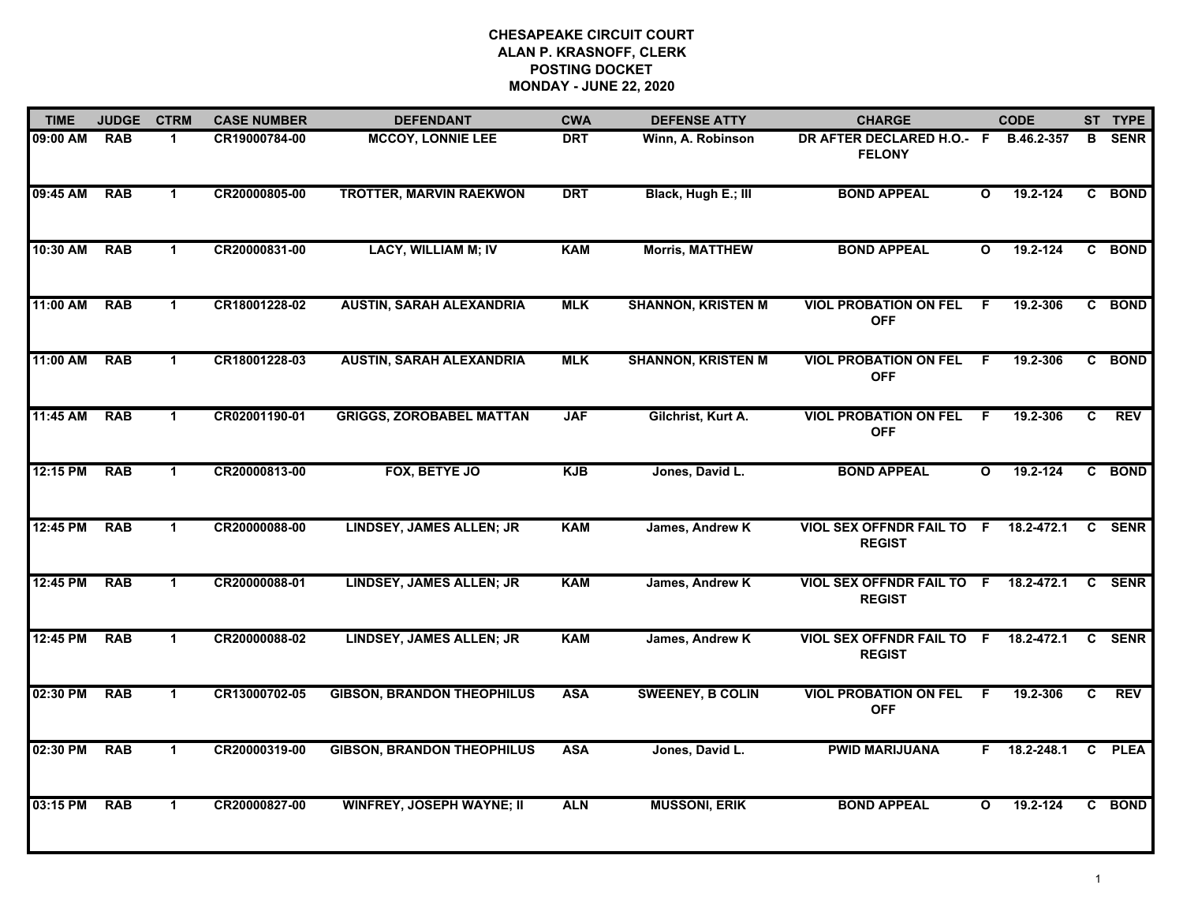# CHESAPEAKE CIRCUIT COURT
## ALAN P. KRASNOFF, CLERK
## POSTING DOCKET
## MONDAY - JUNE 22, 2020

| TIME | JUDGE | CTRM | CASE NUMBER | DEFENDANT | CWA | DEFENSE ATTY | CHARGE | | CODE | ST | TYPE |
|---|---|---|---|---|---|---|---|---|---|---|---|
| 09:00 AM | RAB | 1 | CR19000784-00 | MCCOY, LONNIE LEE | DRT | Winn, A. Robinson | DR AFTER DECLARED H.O.- FELONY | F | B.46.2-357 | B | SENR |
| 09:45 AM | RAB | 1 | CR20000805-00 | TROTTER, MARVIN RAEKWON | DRT | Black, Hugh E.; III | BOND APPEAL | O | 19.2-124 | C | BOND |
| 10:30 AM | RAB | 1 | CR20000831-00 | LACY, WILLIAM M; IV | KAM | Morris, MATTHEW | BOND APPEAL | O | 19.2-124 | C | BOND |
| 11:00 AM | RAB | 1 | CR18001228-02 | AUSTIN, SARAH ALEXANDRIA | MLK | SHANNON, KRISTEN M | VIOL PROBATION ON FEL OFF | F | 19.2-306 | C | BOND |
| 11:00 AM | RAB | 1 | CR18001228-03 | AUSTIN, SARAH ALEXANDRIA | MLK | SHANNON, KRISTEN M | VIOL PROBATION ON FEL OFF | F | 19.2-306 | C | BOND |
| 11:45 AM | RAB | 1 | CR02001190-01 | GRIGGS, ZOROBABEL MATTAN | JAF | Gilchrist, Kurt A. | VIOL PROBATION ON FEL OFF | F | 19.2-306 | C | REV |
| 12:15 PM | RAB | 1 | CR20000813-00 | FOX, BETYE JO | KJB | Jones, David L. | BOND APPEAL | O | 19.2-124 | C | BOND |
| 12:45 PM | RAB | 1 | CR20000088-00 | LINDSEY, JAMES ALLEN; JR | KAM | James, Andrew K | VIOL SEX OFFNDR FAIL TO REGIST | F | 18.2-472.1 | C | SENR |
| 12:45 PM | RAB | 1 | CR20000088-01 | LINDSEY, JAMES ALLEN; JR | KAM | James, Andrew K | VIOL SEX OFFNDR FAIL TO REGIST | F | 18.2-472.1 | C | SENR |
| 12:45 PM | RAB | 1 | CR20000088-02 | LINDSEY, JAMES ALLEN; JR | KAM | James, Andrew K | VIOL SEX OFFNDR FAIL TO REGIST | F | 18.2-472.1 | C | SENR |
| 02:30 PM | RAB | 1 | CR13000702-05 | GIBSON, BRANDON THEOPHILUS | ASA | SWEENEY, B COLIN | VIOL PROBATION ON FEL OFF | F | 19.2-306 | C | REV |
| 02:30 PM | RAB | 1 | CR20000319-00 | GIBSON, BRANDON THEOPHILUS | ASA | Jones, David L. | PWID MARIJUANA | F | 18.2-248.1 | C | PLEA |
| 03:15 PM | RAB | 1 | CR20000827-00 | WINFREY, JOSEPH WAYNE; II | ALN | MUSSONI, ERIK | BOND APPEAL | O | 19.2-124 | C | BOND |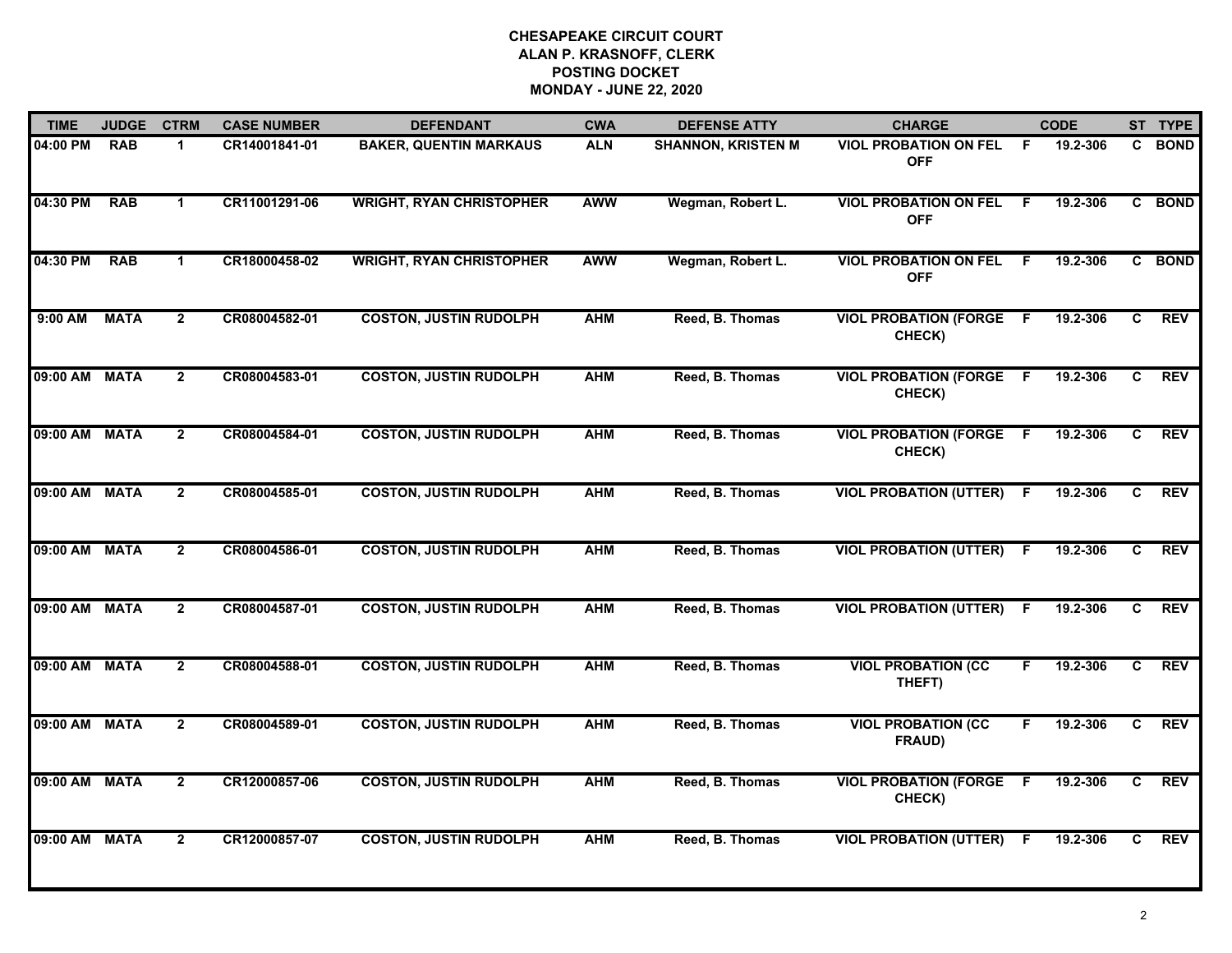**CHESAPEAKE CIRCUIT COURT**
**ALAN P. KRASNOFF, CLERK**
**POSTING DOCKET**
**MONDAY - JUNE 22, 2020**

| TIME | JUDGE | CTRM | CASE NUMBER | DEFENDANT | CWA | DEFENSE ATTY | CHARGE | | CODE | ST | TYPE |
|---|---|---|---|---|---|---|---|---|---|---|---|
| 04:00 PM | RAB | 1 | CR14001841-01 | BAKER, QUENTIN MARKAUS | ALN | SHANNON, KRISTEN M | VIOL PROBATION ON FEL OFF | F | 19.2-306 | C | BOND |
| 04:30 PM | RAB | 1 | CR11001291-06 | WRIGHT, RYAN CHRISTOPHER | AWW | Wegman, Robert L. | VIOL PROBATION ON FEL OFF | F | 19.2-306 | C | BOND |
| 04:30 PM | RAB | 1 | CR18000458-02 | WRIGHT, RYAN CHRISTOPHER | AWW | Wegman, Robert L. | VIOL PROBATION ON FEL OFF | F | 19.2-306 | C | BOND |
| 9:00 AM | MATA | 2 | CR08004582-01 | COSTON, JUSTIN RUDOLPH | AHM | Reed, B. Thomas | VIOL PROBATION (FORGE CHECK) | F | 19.2-306 | C | REV |
| 09:00 AM | MATA | 2 | CR08004583-01 | COSTON, JUSTIN RUDOLPH | AHM | Reed, B. Thomas | VIOL PROBATION (FORGE CHECK) | F | 19.2-306 | C | REV |
| 09:00 AM | MATA | 2 | CR08004584-01 | COSTON, JUSTIN RUDOLPH | AHM | Reed, B. Thomas | VIOL PROBATION (FORGE CHECK) | F | 19.2-306 | C | REV |
| 09:00 AM | MATA | 2 | CR08004585-01 | COSTON, JUSTIN RUDOLPH | AHM | Reed, B. Thomas | VIOL PROBATION (UTTER) | F | 19.2-306 | C | REV |
| 09:00 AM | MATA | 2 | CR08004586-01 | COSTON, JUSTIN RUDOLPH | AHM | Reed, B. Thomas | VIOL PROBATION (UTTER) | F | 19.2-306 | C | REV |
| 09:00 AM | MATA | 2 | CR08004587-01 | COSTON, JUSTIN RUDOLPH | AHM | Reed, B. Thomas | VIOL PROBATION (UTTER) | F | 19.2-306 | C | REV |
| 09:00 AM | MATA | 2 | CR08004588-01 | COSTON, JUSTIN RUDOLPH | AHM | Reed, B. Thomas | VIOL PROBATION (CC THEFT) | F | 19.2-306 | C | REV |
| 09:00 AM | MATA | 2 | CR08004589-01 | COSTON, JUSTIN RUDOLPH | AHM | Reed, B. Thomas | VIOL PROBATION (CC FRAUD) | F | 19.2-306 | C | REV |
| 09:00 AM | MATA | 2 | CR12000857-06 | COSTON, JUSTIN RUDOLPH | AHM | Reed, B. Thomas | VIOL PROBATION (FORGE CHECK) | F | 19.2-306 | C | REV |
| 09:00 AM | MATA | 2 | CR12000857-07 | COSTON, JUSTIN RUDOLPH | AHM | Reed, B. Thomas | VIOL PROBATION (UTTER) | F | 19.2-306 | C | REV |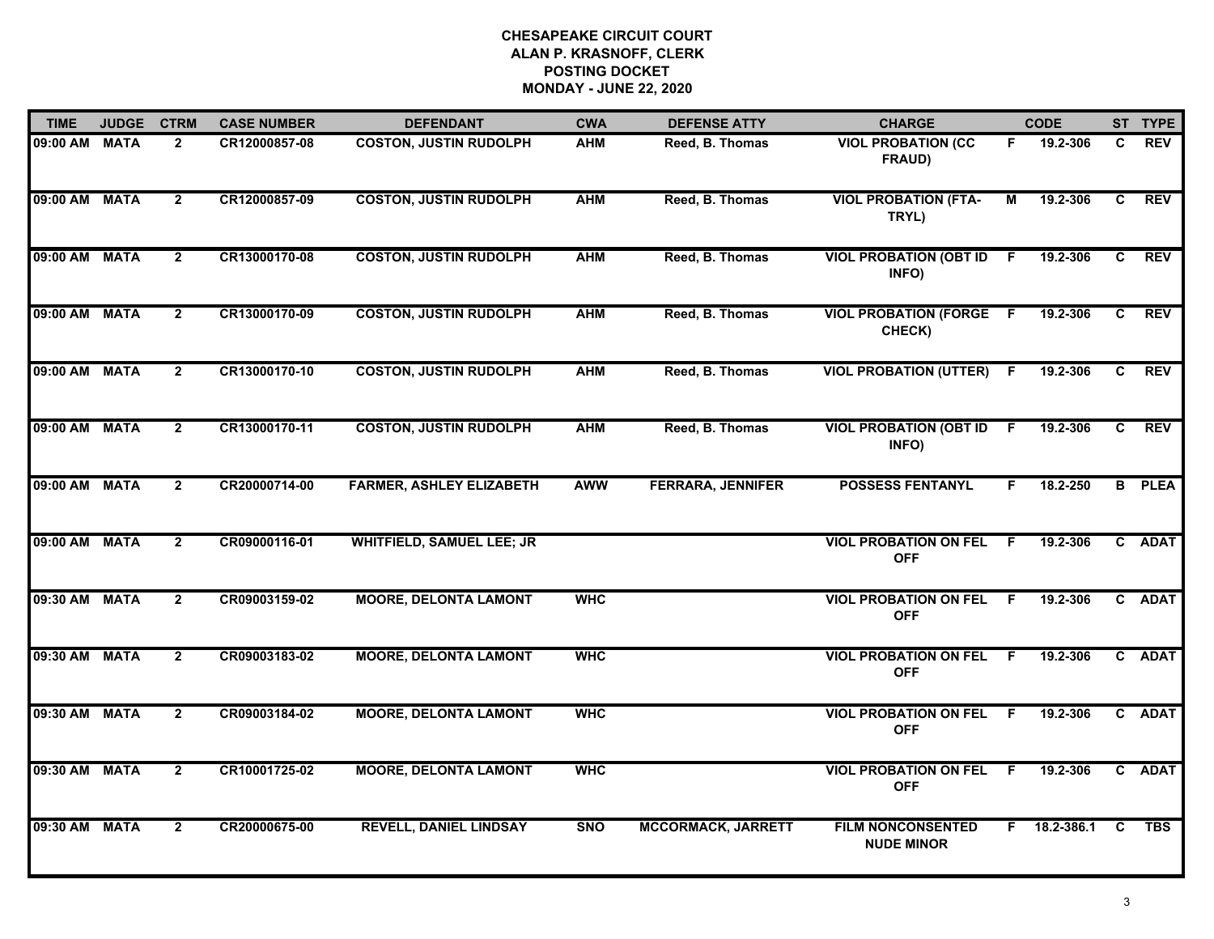**CHESAPEAKE CIRCUIT COURT**
**ALAN P. KRASNOFF, CLERK**
**POSTING DOCKET**
**MONDAY - JUNE 22, 2020**

| TIME | JUDGE | CTRM | CASE NUMBER | DEFENDANT | CWA | DEFENSE ATTY | CHARGE | | CODE | ST | TYPE |
|---|---|---|---|---|---|---|---|---|---|---|---|
| 09:00 AM | MATA | 2 | CR12000857-08 | COSTON, JUSTIN RUDOLPH | AHM | Reed, B. Thomas | VIOL PROBATION (CC FRAUD) | F | 19.2-306 | C | REV |
| 09:00 AM | MATA | 2 | CR12000857-09 | COSTON, JUSTIN RUDOLPH | AHM | Reed, B. Thomas | VIOL PROBATION (FTA-TRYL) | M | 19.2-306 | C | REV |
| 09:00 AM | MATA | 2 | CR13000170-08 | COSTON, JUSTIN RUDOLPH | AHM | Reed, B. Thomas | VIOL PROBATION (OBT ID INFO) | F | 19.2-306 | C | REV |
| 09:00 AM | MATA | 2 | CR13000170-09 | COSTON, JUSTIN RUDOLPH | AHM | Reed, B. Thomas | VIOL PROBATION (FORGE CHECK) | F | 19.2-306 | C | REV |
| 09:00 AM | MATA | 2 | CR13000170-10 | COSTON, JUSTIN RUDOLPH | AHM | Reed, B. Thomas | VIOL PROBATION (UTTER) | F | 19.2-306 | C | REV |
| 09:00 AM | MATA | 2 | CR13000170-11 | COSTON, JUSTIN RUDOLPH | AHM | Reed, B. Thomas | VIOL PROBATION (OBT ID INFO) | F | 19.2-306 | C | REV |
| 09:00 AM | MATA | 2 | CR20000714-00 | FARMER, ASHLEY ELIZABETH | AWW | FERRARA, JENNIFER | POSSESS FENTANYL | F | 18.2-250 | B | PLEA |
| 09:00 AM | MATA | 2 | CR09000116-01 | WHITFIELD, SAMUEL LEE; JR | | | VIOL PROBATION ON FEL OFF | F | 19.2-306 | C | ADAT |
| 09:30 AM | MATA | 2 | CR09003159-02 | MOORE, DELONTA LAMONT | WHC | | VIOL PROBATION ON FEL OFF | F | 19.2-306 | C | ADAT |
| 09:30 AM | MATA | 2 | CR09003183-02 | MOORE, DELONTA LAMONT | WHC | | VIOL PROBATION ON FEL OFF | F | 19.2-306 | C | ADAT |
| 09:30 AM | MATA | 2 | CR09003184-02 | MOORE, DELONTA LAMONT | WHC | | VIOL PROBATION ON FEL OFF | F | 19.2-306 | C | ADAT |
| 09:30 AM | MATA | 2 | CR10001725-02 | MOORE, DELONTA LAMONT | WHC | | VIOL PROBATION ON FEL OFF | F | 19.2-306 | C | ADAT |
| 09:30 AM | MATA | 2 | CR20000675-00 | REVELL, DANIEL LINDSAY | SNO | MCCORMACK, JARRETT | FILM NONCONSENTED NUDE MINOR | F | 18.2-386.1 | C | TBS |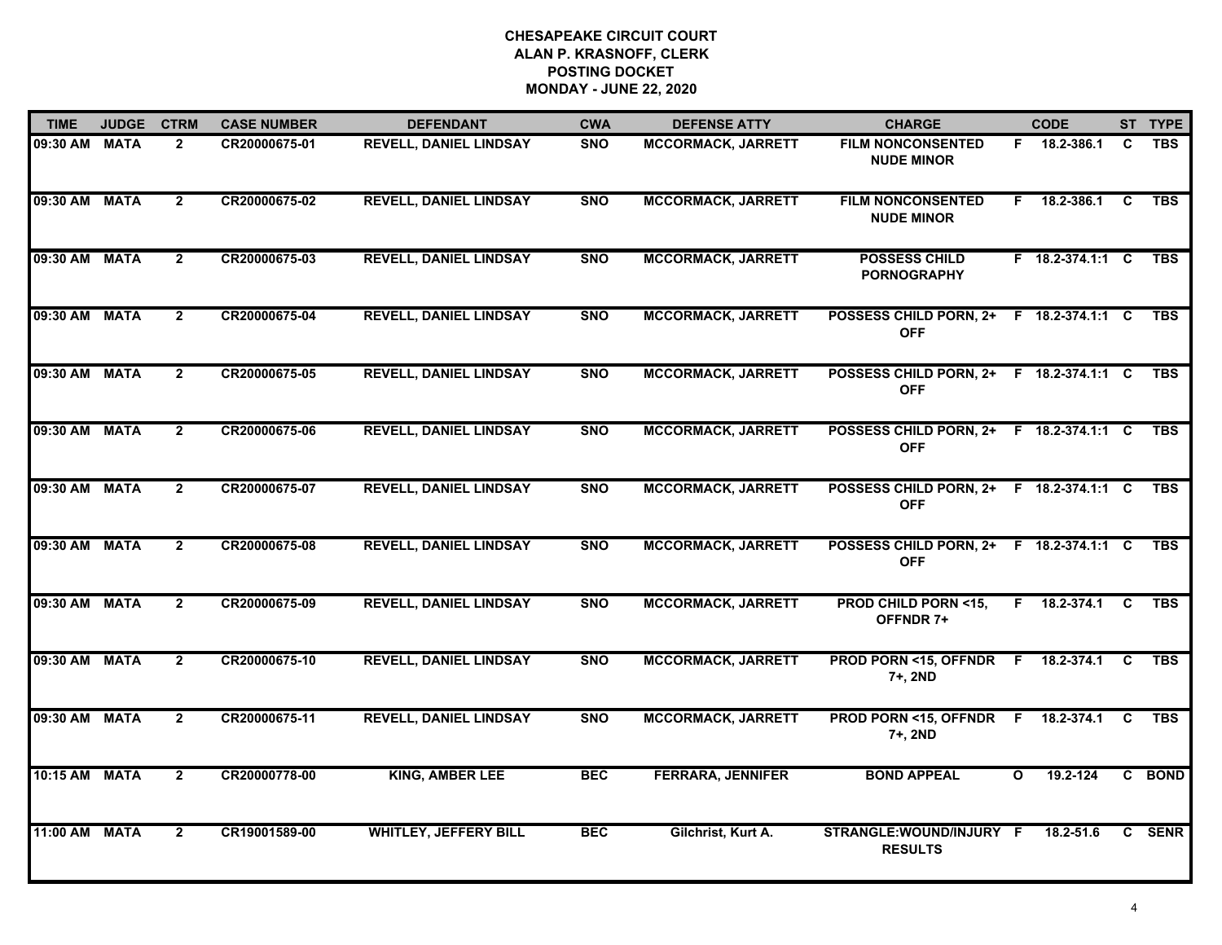**CHESAPEAKE CIRCUIT COURT**
**ALAN P. KRASNOFF, CLERK**
**POSTING DOCKET**
**MONDAY - JUNE 22, 2020**

| TIME | JUDGE | CTRM | CASE NUMBER | DEFENDANT | CWA | DEFENSE ATTY | CHARGE | | CODE | ST | TYPE |
|---|---|---|---|---|---|---|---|---|---|---|---|
| 09:30 AM | MATA | 2 | CR20000675-01 | REVELL, DANIEL LINDSAY | SNO | MCCORMACK, JARRETT | FILM NONCONSENTED NUDE MINOR | F | 18.2-386.1 | C | TBS |
| 09:30 AM | MATA | 2 | CR20000675-02 | REVELL, DANIEL LINDSAY | SNO | MCCORMACK, JARRETT | FILM NONCONSENTED NUDE MINOR | F | 18.2-386.1 | C | TBS |
| 09:30 AM | MATA | 2 | CR20000675-03 | REVELL, DANIEL LINDSAY | SNO | MCCORMACK, JARRETT | POSSESS CHILD PORNOGRAPHY | F | 18.2-374.1:1 | C | TBS |
| 09:30 AM | MATA | 2 | CR20000675-04 | REVELL, DANIEL LINDSAY | SNO | MCCORMACK, JARRETT | POSSESS CHILD PORN, 2+ OFF | F | 18.2-374.1:1 | C | TBS |
| 09:30 AM | MATA | 2 | CR20000675-05 | REVELL, DANIEL LINDSAY | SNO | MCCORMACK, JARRETT | POSSESS CHILD PORN, 2+ OFF | F | 18.2-374.1:1 | C | TBS |
| 09:30 AM | MATA | 2 | CR20000675-06 | REVELL, DANIEL LINDSAY | SNO | MCCORMACK, JARRETT | POSSESS CHILD PORN, 2+ OFF | F | 18.2-374.1:1 | C | TBS |
| 09:30 AM | MATA | 2 | CR20000675-07 | REVELL, DANIEL LINDSAY | SNO | MCCORMACK, JARRETT | POSSESS CHILD PORN, 2+ OFF | F | 18.2-374.1:1 | C | TBS |
| 09:30 AM | MATA | 2 | CR20000675-08 | REVELL, DANIEL LINDSAY | SNO | MCCORMACK, JARRETT | POSSESS CHILD PORN, 2+ OFF | F | 18.2-374.1:1 | C | TBS |
| 09:30 AM | MATA | 2 | CR20000675-09 | REVELL, DANIEL LINDSAY | SNO | MCCORMACK, JARRETT | PROD CHILD PORN <15, OFFNDR 7+ | F | 18.2-374.1 | C | TBS |
| 09:30 AM | MATA | 2 | CR20000675-10 | REVELL, DANIEL LINDSAY | SNO | MCCORMACK, JARRETT | PROD PORN <15, OFFNDR 7+, 2ND | F | 18.2-374.1 | C | TBS |
| 09:30 AM | MATA | 2 | CR20000675-11 | REVELL, DANIEL LINDSAY | SNO | MCCORMACK, JARRETT | PROD PORN <15, OFFNDR 7+, 2ND | F | 18.2-374.1 | C | TBS |
| 10:15 AM | MATA | 2 | CR20000778-00 | KING, AMBER LEE | BEC | FERRARA, JENNIFER | BOND APPEAL | O | 19.2-124 | C | BOND |
| 11:00 AM | MATA | 2 | CR19001589-00 | WHITLEY, JEFFERY BILL | BEC | Gilchrist, Kurt A. | STRANGLE:WOUND/INJURY RESULTS | F | 18.2-51.6 | C | SENR |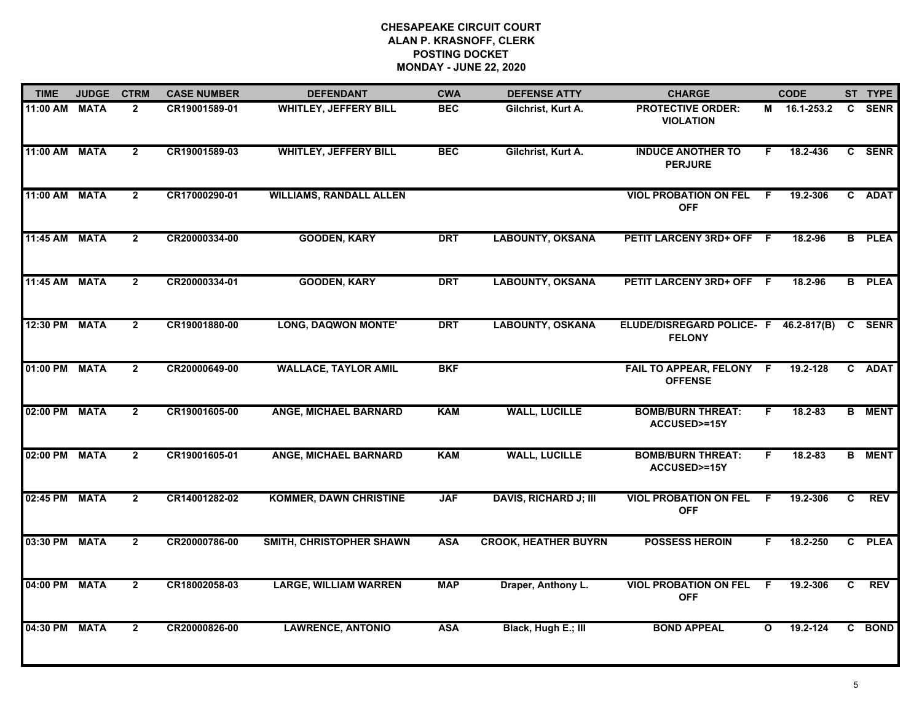# CHESAPEAKE CIRCUIT COURT
## ALAN P. KRASNOFF, CLERK
## POSTING DOCKET
## MONDAY - JUNE 22, 2020

| TIME | JUDGE | CTRM | CASE NUMBER | DEFENDANT | CWA | DEFENSE ATTY | CHARGE | | CODE | ST | TYPE |
|---|---|---|---|---|---|---|---|---|---|---|---|
| 11:00 AM | MATA | 2 | CR19001589-01 | WHITLEY, JEFFERY BILL | BEC | Gilchrist, Kurt A. | PROTECTIVE ORDER: VIOLATION | M | 16.1-253.2 | C | SENR |
| 11:00 AM | MATA | 2 | CR19001589-03 | WHITLEY, JEFFERY BILL | BEC | Gilchrist, Kurt A. | INDUCE ANOTHER TO PERJURE | F | 18.2-436 | C | SENR |
| 11:00 AM | MATA | 2 | CR17000290-01 | WILLIAMS, RANDALL ALLEN | | | VIOL PROBATION ON FEL OFF | F | 19.2-306 | C | ADAT |
| 11:45 AM | MATA | 2 | CR20000334-00 | GOODEN, KARY | DRT | LABOUNTY, OKSANA | PETIT LARCENY 3RD+ OFF | F | 18.2-96 | B | PLEA |
| 11:45 AM | MATA | 2 | CR20000334-01 | GOODEN, KARY | DRT | LABOUNTY, OKSANA | PETIT LARCENY 3RD+ OFF | F | 18.2-96 | B | PLEA |
| 12:30 PM | MATA | 2 | CR19001880-00 | LONG, DAQWON MONTE' | DRT | LABOUNTY, OKSANA | ELUDE/DISREGARD POLICE- FELONY | F | 46.2-817(B) | C | SENR |
| 01:00 PM | MATA | 2 | CR20000649-00 | WALLACE, TAYLOR AMIL | BKF | | FAIL TO APPEAR, FELONY OFFENSE | F | 19.2-128 | C | ADAT |
| 02:00 PM | MATA | 2 | CR19001605-00 | ANGE, MICHAEL BARNARD | KAM | WALL, LUCILLE | BOMB/BURN THREAT: ACCUSED>=15Y | F | 18.2-83 | B | MENT |
| 02:00 PM | MATA | 2 | CR19001605-01 | ANGE, MICHAEL BARNARD | KAM | WALL, LUCILLE | BOMB/BURN THREAT: ACCUSED>=15Y | F | 18.2-83 | B | MENT |
| 02:45 PM | MATA | 2 | CR14001282-02 | KOMMER, DAWN CHRISTINE | JAF | DAVIS, RICHARD J; III | VIOL PROBATION ON FEL OFF | F | 19.2-306 | C | REV |
| 03:30 PM | MATA | 2 | CR20000786-00 | SMITH, CHRISTOPHER SHAWN | ASA | CROOK, HEATHER BUYRN | POSSESS HEROIN | F | 18.2-250 | C | PLEA |
| 04:00 PM | MATA | 2 | CR18002058-03 | LARGE, WILLIAM WARREN | MAP | Draper, Anthony L. | VIOL PROBATION ON FEL OFF | F | 19.2-306 | C | REV |
| 04:30 PM | MATA | 2 | CR20000826-00 | LAWRENCE, ANTONIO | ASA | Black, Hugh E.; III | BOND APPEAL | O | 19.2-124 | C | BOND |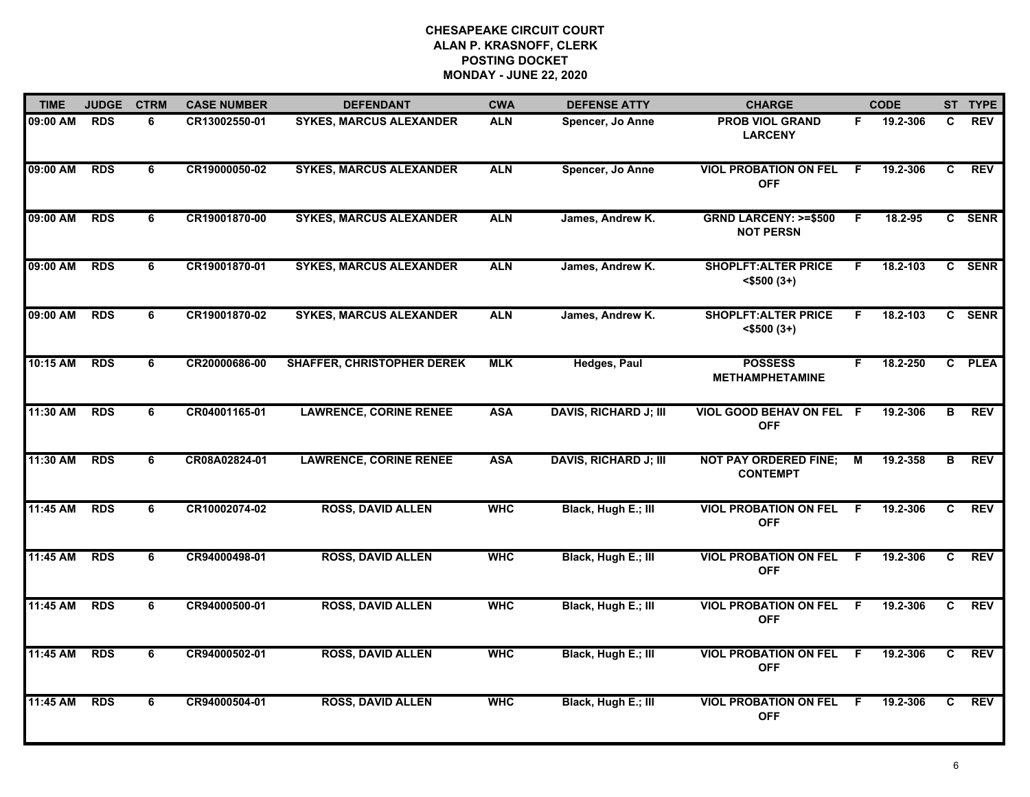# CHESAPEAKE CIRCUIT COURT
## ALAN P. KRASNOFF, CLERK
## POSTING DOCKET
## MONDAY - JUNE 22, 2020

| TIME | JUDGE | CTRM | CASE NUMBER | DEFENDANT | CWA | DEFENSE ATTY | CHARGE | | CODE | ST | TYPE |
|---|---|---|---|---|---|---|---|---|---|---|---|
| 09:00 AM | RDS | 6 | CR13002550-01 | SYKES, MARCUS ALEXANDER | ALN | Spencer, Jo Anne | PROB VIOL GRAND LARCENY | F | 19.2-306 | C | REV |
| 09:00 AM | RDS | 6 | CR19000050-02 | SYKES, MARCUS ALEXANDER | ALN | Spencer, Jo Anne | VIOL PROBATION ON FEL OFF | F | 19.2-306 | C | REV |
| 09:00 AM | RDS | 6 | CR19001870-00 | SYKES, MARCUS ALEXANDER | ALN | James, Andrew K. | GRND LARCENY: >=$500 NOT PERSN | F | 18.2-95 | C | SENR |
| 09:00 AM | RDS | 6 | CR19001870-01 | SYKES, MARCUS ALEXANDER | ALN | James, Andrew K. | SHOPLFT:ALTER PRICE <$500 (3+) | F | 18.2-103 | C | SENR |
| 09:00 AM | RDS | 6 | CR19001870-02 | SYKES, MARCUS ALEXANDER | ALN | James, Andrew K. | SHOPLFT:ALTER PRICE <$500 (3+) | F | 18.2-103 | C | SENR |
| 10:15 AM | RDS | 6 | CR20000686-00 | SHAFFER, CHRISTOPHER DEREK | MLK | Hedges, Paul | POSSESS METHAMPHETAMINE | F | 18.2-250 | C | PLEA |
| 11:30 AM | RDS | 6 | CR04001165-01 | LAWRENCE, CORINE RENEE | ASA | DAVIS, RICHARD J; III | VIOL GOOD BEHAV ON FEL OFF | F | 19.2-306 | B | REV |
| 11:30 AM | RDS | 6 | CR08A02824-01 | LAWRENCE, CORINE RENEE | ASA | DAVIS, RICHARD J; III | NOT PAY ORDERED FINE; CONTEMPT | M | 19.2-358 | B | REV |
| 11:45 AM | RDS | 6 | CR10002074-02 | ROSS, DAVID ALLEN | WHC | Black, Hugh E.; III | VIOL PROBATION ON FEL OFF | F | 19.2-306 | C | REV |
| 11:45 AM | RDS | 6 | CR94000498-01 | ROSS, DAVID ALLEN | WHC | Black, Hugh E.; III | VIOL PROBATION ON FEL OFF | F | 19.2-306 | C | REV |
| 11:45 AM | RDS | 6 | CR94000500-01 | ROSS, DAVID ALLEN | WHC | Black, Hugh E.; III | VIOL PROBATION ON FEL OFF | F | 19.2-306 | C | REV |
| 11:45 AM | RDS | 6 | CR94000502-01 | ROSS, DAVID ALLEN | WHC | Black, Hugh E.; III | VIOL PROBATION ON FEL OFF | F | 19.2-306 | C | REV |
| 11:45 AM | RDS | 6 | CR94000504-01 | ROSS, DAVID ALLEN | WHC | Black, Hugh E.; III | VIOL PROBATION ON FEL OFF | F | 19.2-306 | C | REV |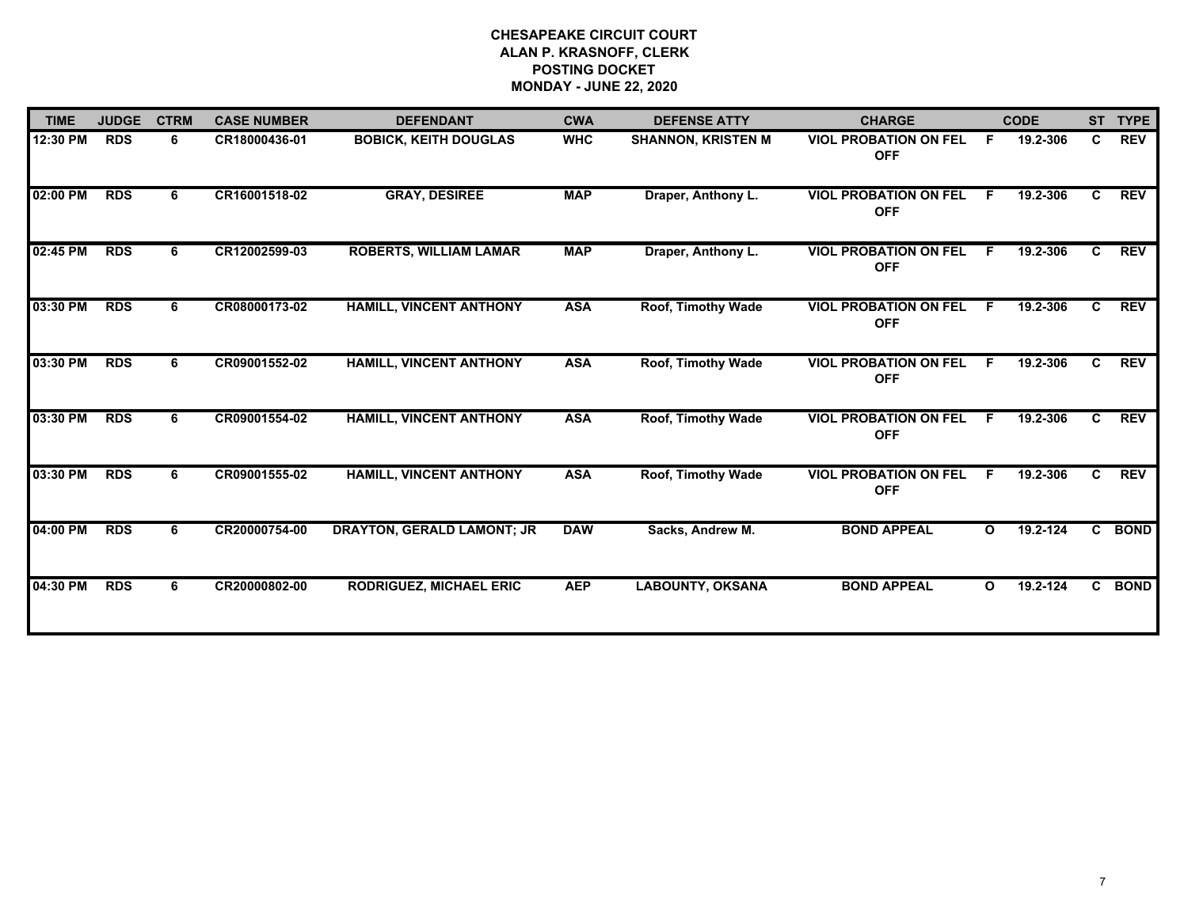# CHESAPEAKE CIRCUIT COURT
## ALAN P. KRASNOFF, CLERK
## POSTING DOCKET
## MONDAY - JUNE 22, 2020

| TIME | JUDGE | CTRM | CASE NUMBER | DEFENDANT | CWA | DEFENSE ATTY | CHARGE | | CODE | ST | TYPE |
|---|---|---|---|---|---|---|---|---|---|---|---|
| 12:30 PM | RDS | 6 | CR18000436-01 | BOBICK, KEITH DOUGLAS | WHC | SHANNON, KRISTEN M | VIOL PROBATION ON FEL OFF | F | 19.2-306 | C | REV |
| 02:00 PM | RDS | 6 | CR16001518-02 | GRAY, DESIREE | MAP | Draper, Anthony L. | VIOL PROBATION ON FEL OFF | F | 19.2-306 | C | REV |
| 02:45 PM | RDS | 6 | CR12002599-03 | ROBERTS, WILLIAM LAMAR | MAP | Draper, Anthony L. | VIOL PROBATION ON FEL OFF | F | 19.2-306 | C | REV |
| 03:30 PM | RDS | 6 | CR08000173-02 | HAMILL, VINCENT ANTHONY | ASA | Roof, Timothy Wade | VIOL PROBATION ON FEL OFF | F | 19.2-306 | C | REV |
| 03:30 PM | RDS | 6 | CR09001552-02 | HAMILL, VINCENT ANTHONY | ASA | Roof, Timothy Wade | VIOL PROBATION ON FEL OFF | F | 19.2-306 | C | REV |
| 03:30 PM | RDS | 6 | CR09001554-02 | HAMILL, VINCENT ANTHONY | ASA | Roof, Timothy Wade | VIOL PROBATION ON FEL OFF | F | 19.2-306 | C | REV |
| 03:30 PM | RDS | 6 | CR09001555-02 | HAMILL, VINCENT ANTHONY | ASA | Roof, Timothy Wade | VIOL PROBATION ON FEL OFF | F | 19.2-306 | C | REV |
| 04:00 PM | RDS | 6 | CR20000754-00 | DRAYTON, GERALD LAMONT; JR | DAW | Sacks, Andrew M. | BOND APPEAL | O | 19.2-124 | C | BOND |
| 04:30 PM | RDS | 6 | CR20000802-00 | RODRIGUEZ, MICHAEL ERIC | AEP | LABOUNTY, OKSANA | BOND APPEAL | O | 19.2-124 | C | BOND |